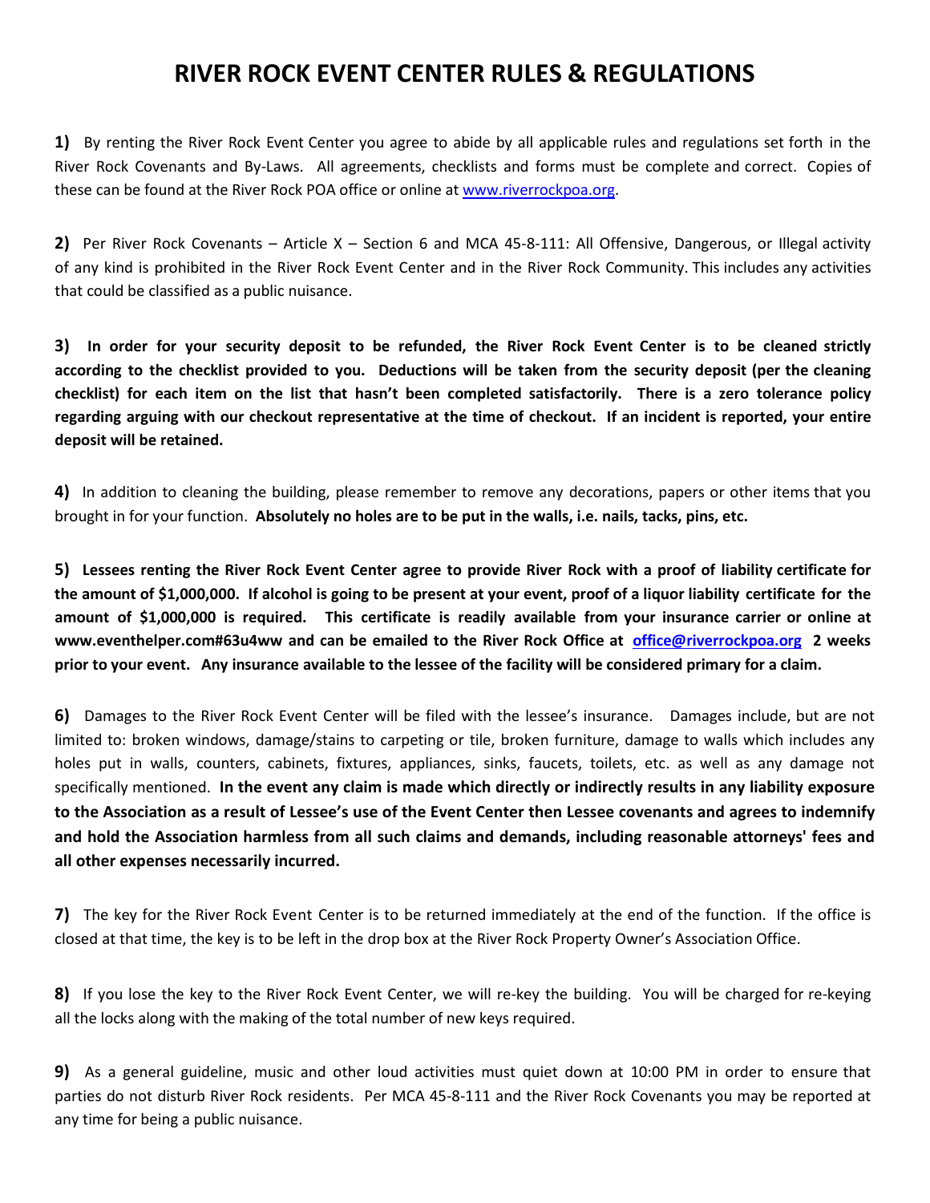# RIVER ROCK EVENT CENTER RULES & REGULATIONS

**1)** By renting the River Rock Event Center you agree to abide by all applicable rules and regulations set forth in the River Rock Covenants and By-Laws. All agreements, checklists and forms must be complete and correct. Copies of these can be found at the River Rock POA office or online at [www.riverrockpoa.org](http://www.riverrockpoa.org).

**2)** Per River Rock Covenants – Article X – Section 6 and MCA 45-8-111: All Offensive, Dangerous, or Illegal activity of any kind is prohibited in the River Rock Event Center and in the River Rock Community. This includes any activities that could be classified as a public nuisance.

**3) In order for your security deposit to be refunded, the River Rock Event Center is to be cleaned strictly according to the checklist provided to you. Deductions will be taken from the security deposit (per the cleaning checklist) for each item on the list that hasn't been completed satisfactorily. There is a zero tolerance policy regarding arguing with our checkout representative at the time of checkout. If an incident is reported, your entire deposit will be retained.**

**4)** In addition to cleaning the building, please remember to remove any decorations, papers or other items that you brought in for your function. **Absolutely no holes are to be put in the walls, i.e. nails, tacks, pins, etc.**

**5) Lessees renting the River Rock Event Center agree to provide River Rock with a proof of liability certificate for the amount of $1,000,000. If alcohol is going to be present at your event, proof of a liquor liability certificate for the amount of $1,000,000 is required. This certificate is readily available from your insurance carrier or online at www.eventhelper.com#63u4ww and can be emailed to the River Rock Office at [office@riverrockpoa.org](mailto:office@riverrockpoa.org) 2 weeks prior to your event. Any insurance available to the lessee of the facility will be considered primary for a claim.**

**6)** Damages to the River Rock Event Center will be filed with the lessee's insurance. Damages include, but are not limited to: broken windows, damage/stains to carpeting or tile, broken furniture, damage to walls which includes any holes put in walls, counters, cabinets, fixtures, appliances, sinks, faucets, toilets, etc. as well as any damage not specifically mentioned. **In the event any claim is made which directly or indirectly results in any liability exposure to the Association as a result of Lessee's use of the Event Center then Lessee covenants and agrees to indemnify and hold the Association harmless from all such claims and demands, including reasonable attorneys' fees and all other expenses necessarily incurred.**

**7)** The key for the River Rock Event Center is to be returned immediately at the end of the function. If the office is closed at that time, the key is to be left in the drop box at the River Rock Property Owner's Association Office.

**8)** If you lose the key to the River Rock Event Center, we will re-key the building. You will be charged for re-keying all the locks along with the making of the total number of new keys required.

**9)** As a general guideline, music and other loud activities must quiet down at 10:00 PM in order to ensure that parties do not disturb River Rock residents. Per MCA 45-8-111 and the River Rock Covenants you may be reported at any time for being a public nuisance.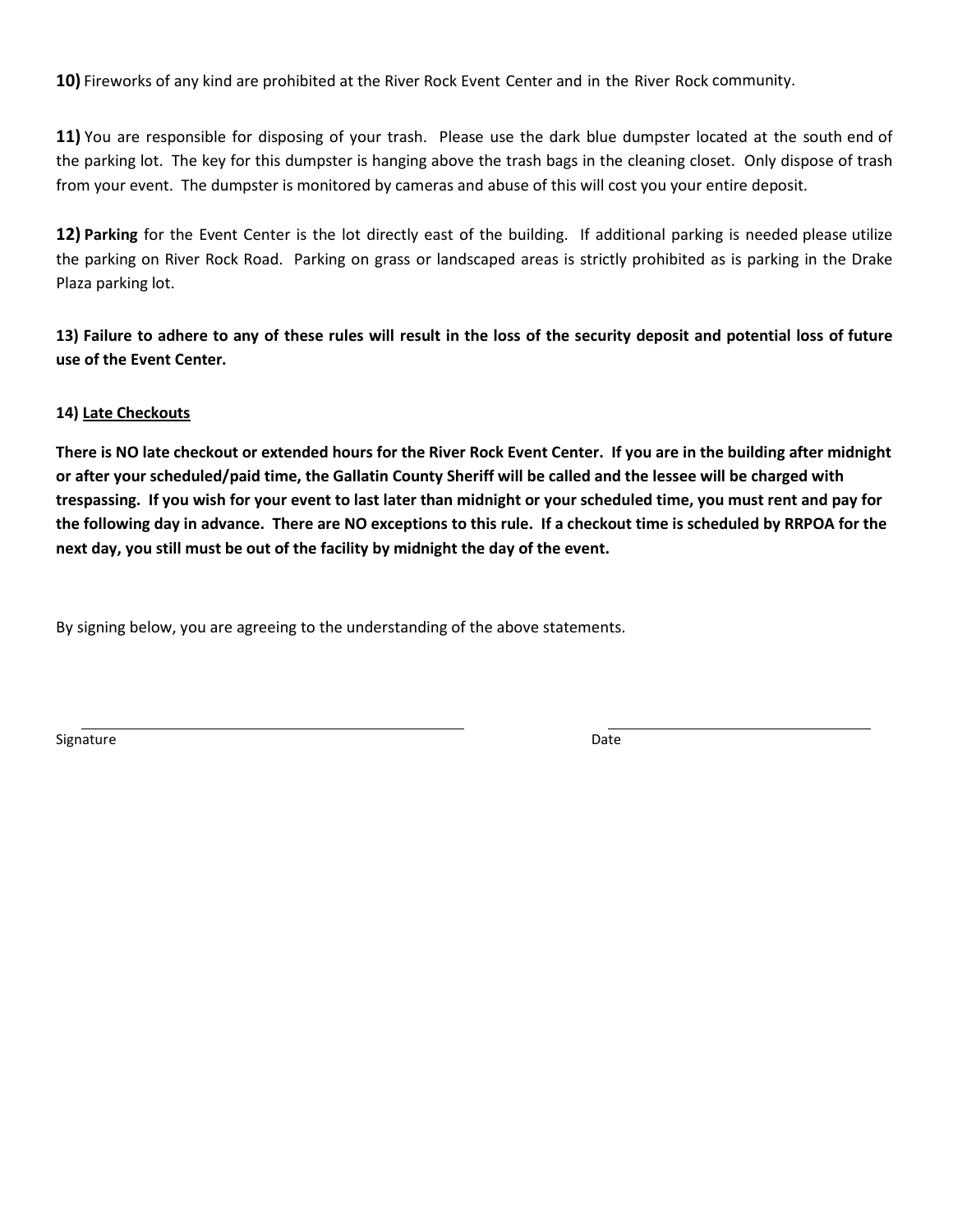**10)** Fireworks of any kind are prohibited at the River Rock Event Center and in the River Rock community.

**11)** You are responsible for disposing of your trash. Please use the dark blue dumpster located at the south end of the parking lot. The key for this dumpster is hanging above the trash bags in the cleaning closet. Only dispose of trash from your event. The dumpster is monitored by cameras and abuse of this will cost you your entire deposit.

**12) Parking** for the Event Center is the lot directly east of the building. If additional parking is needed please utilize the parking on River Rock Road. Parking on grass or landscaped areas is strictly prohibited as is parking in the Drake Plaza parking lot.

**13) Failure to adhere to any of these rules will result in the loss of the security deposit and potential loss of future use of the Event Center.**

**14) <u>Late Checkouts</u>**

**There is NO late checkout or extended hours for the River Rock Event Center. If you are in the building after midnight or after your scheduled/paid time, the Gallatin County Sheriff will be called and the lessee will be charged with trespassing. If you wish for your event to last later than midnight or your scheduled time, you must rent and pay for the following day in advance. There are NO exceptions to this rule. If a checkout time is scheduled by RRPOA for the next day, you still must be out of the facility by midnight the day of the event.**

By signing below, you are agreeing to the understanding of the above statements.

\_\_\_\_\_\_\_\_\_\_\_\_\_\_\_\_\_\_\_\_\_\_\_\_\_\_\_\_\_\_\_\_\_\_\_\_\_\_\_\_ \_\_\_\_\_\_\_\_\_\_\_\_\_\_\_\_\_\_\_\_\_\_\_\_\_\_\_\_\_\_

Signature Date